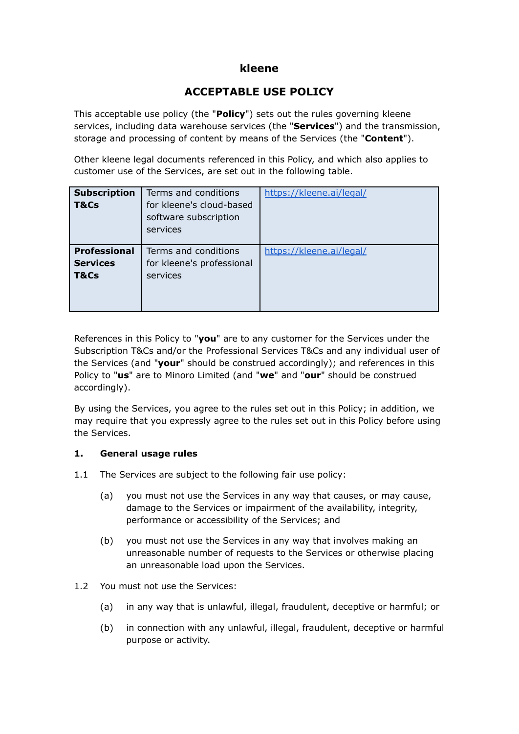# kleene

## ACCEPTABLE USE POLICY

This acceptable use policy (the "**Policy**") sets out the rules governing kleene services, including data warehouse services (the "**Services**") and the transmission, storage and processing of content by means of the Services (the "**Content**").

Other kleene legal documents referenced in this Policy, and which also applies to customer use of the Services, are set out in the following table.

| | | |
|---|---|---|
| **Subscription T&Cs** | Terms and conditions for kleene's cloud-based software subscription services | https://kleene.ai/legal/ |
| **Professional Services T&Cs** | Terms and conditions for kleene's professional services | https://kleene.ai/legal/ |

References in this Policy to "**you**" are to any customer for the Services under the Subscription T&Cs and/or the Professional Services T&Cs and any individual user of the Services (and "**your**" should be construed accordingly); and references in this Policy to "**us**" are to Minoro Limited (and "**we**" and "**our**" should be construed accordingly).

By using the Services, you agree to the rules set out in this Policy; in addition, we may require that you expressly agree to the rules set out in this Policy before using the Services.

### 1. General usage rules

1.1 The Services are subject to the following fair use policy:

(a) you must not use the Services in any way that causes, or may cause, damage to the Services or impairment of the availability, integrity, performance or accessibility of the Services; and

(b) you must not use the Services in any way that involves making an unreasonable number of requests to the Services or otherwise placing an unreasonable load upon the Services.

1.2 You must not use the Services:

(a) in any way that is unlawful, illegal, fraudulent, deceptive or harmful; or

(b) in connection with any unlawful, illegal, fraudulent, deceptive or harmful purpose or activity.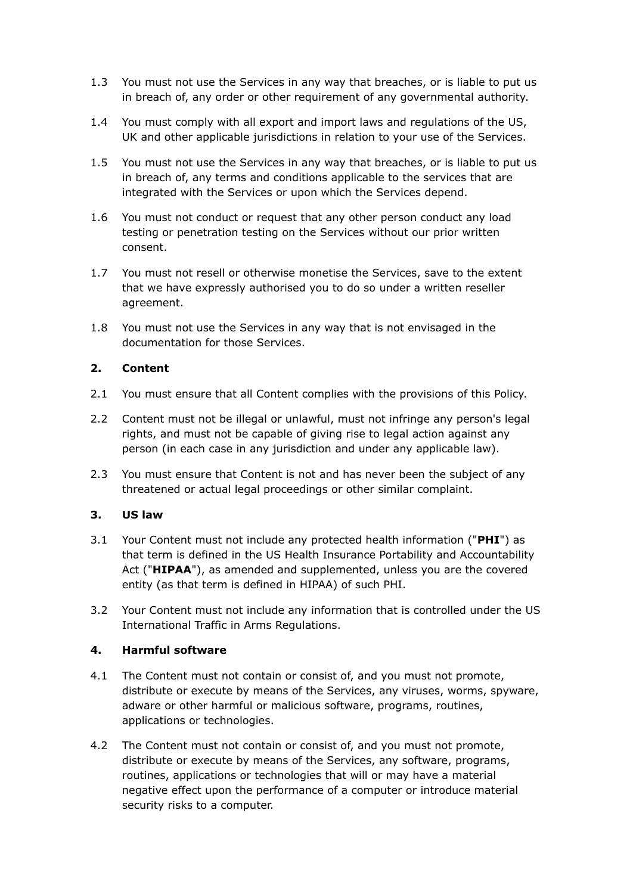1.3 You must not use the Services in any way that breaches, or is liable to put us in breach of, any order or other requirement of any governmental authority.

1.4 You must comply with all export and import laws and regulations of the US, UK and other applicable jurisdictions in relation to your use of the Services.

1.5 You must not use the Services in any way that breaches, or is liable to put us in breach of, any terms and conditions applicable to the services that are integrated with the Services or upon which the Services depend.

1.6 You must not conduct or request that any other person conduct any load testing or penetration testing on the Services without our prior written consent.

1.7 You must not resell or otherwise monetise the Services, save to the extent that we have expressly authorised you to do so under a written reseller agreement.

1.8 You must not use the Services in any way that is not envisaged in the documentation for those Services.

## 2. Content

2.1 You must ensure that all Content complies with the provisions of this Policy.

2.2 Content must not be illegal or unlawful, must not infringe any person's legal rights, and must not be capable of giving rise to legal action against any person (in each case in any jurisdiction and under any applicable law).

2.3 You must ensure that Content is not and has never been the subject of any threatened or actual legal proceedings or other similar complaint.

## 3. US law

3.1 Your Content must not include any protected health information ("**PHI**") as that term is defined in the US Health Insurance Portability and Accountability Act ("**HIPAA**"), as amended and supplemented, unless you are the covered entity (as that term is defined in HIPAA) of such PHI.

3.2 Your Content must not include any information that is controlled under the US International Traffic in Arms Regulations.

## 4. Harmful software

4.1 The Content must not contain or consist of, and you must not promote, distribute or execute by means of the Services, any viruses, worms, spyware, adware or other harmful or malicious software, programs, routines, applications or technologies.

4.2 The Content must not contain or consist of, and you must not promote, distribute or execute by means of the Services, any software, programs, routines, applications or technologies that will or may have a material negative effect upon the performance of a computer or introduce material security risks to a computer.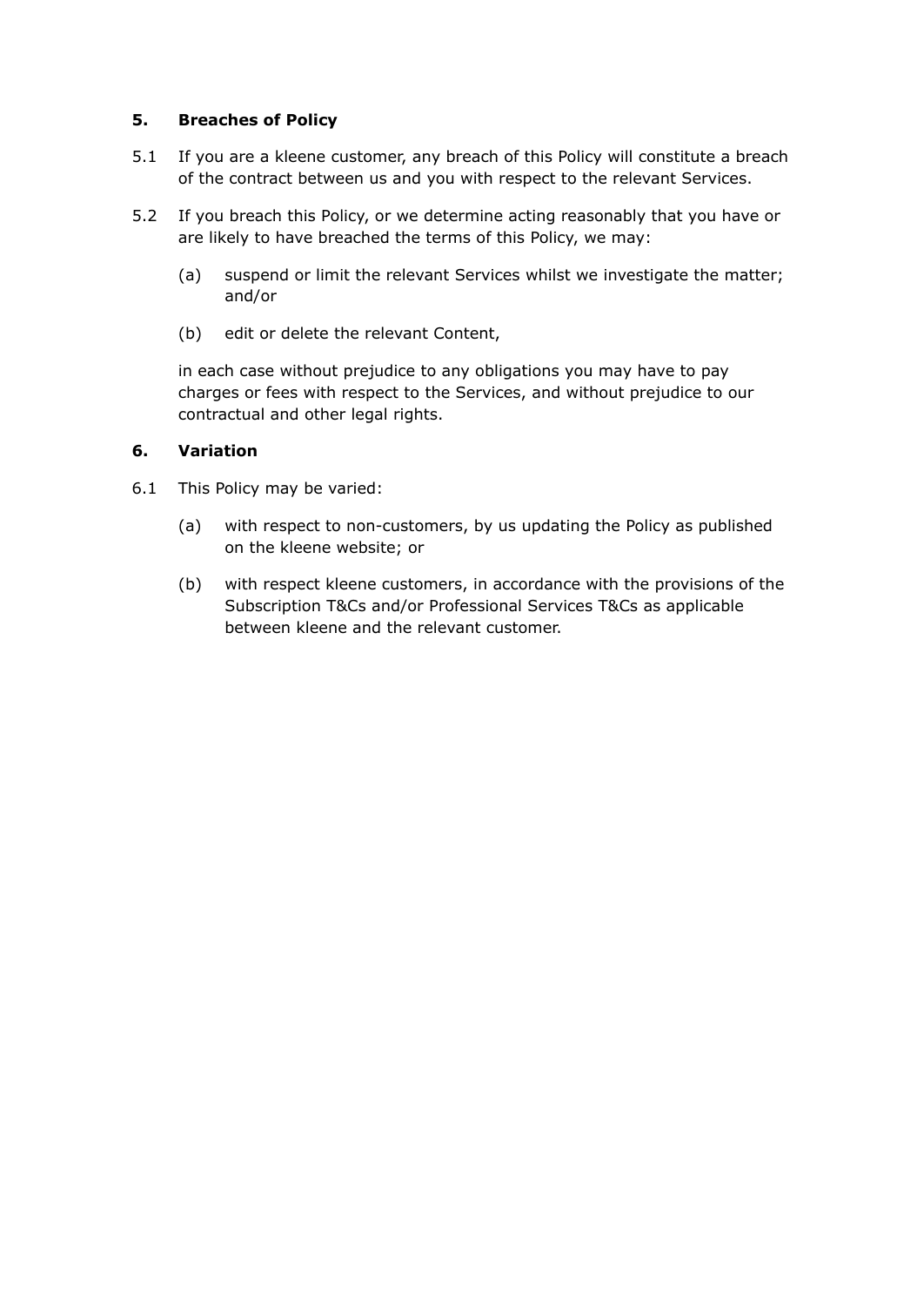## 5. Breaches of Policy

5.1 If you are a kleene customer, any breach of this Policy will constitute a breach of the contract between us and you with respect to the relevant Services.

5.2 If you breach this Policy, or we determine acting reasonably that you have or are likely to have breached the terms of this Policy, we may:

(a) suspend or limit the relevant Services whilst we investigate the matter; and/or

(b) edit or delete the relevant Content,

in each case without prejudice to any obligations you may have to pay charges or fees with respect to the Services, and without prejudice to our contractual and other legal rights.

## 6. Variation

6.1 This Policy may be varied:

(a) with respect to non-customers, by us updating the Policy as published on the kleene website; or

(b) with respect kleene customers, in accordance with the provisions of the Subscription T&Cs and/or Professional Services T&Cs as applicable between kleene and the relevant customer.